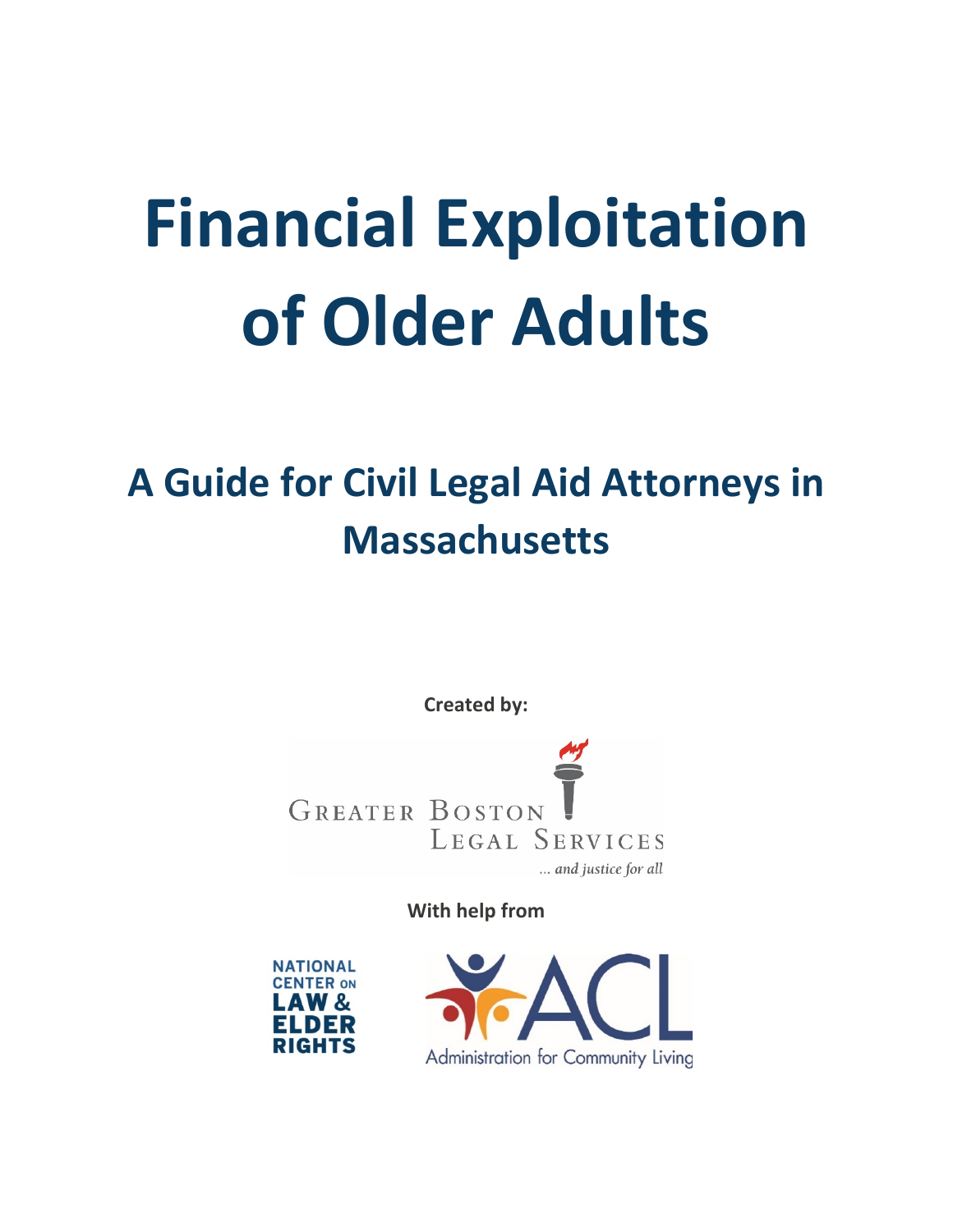# Financial Exploitation of Older Adults

## A Guide for Civil Legal Aid Attorneys in Massachusetts

**Created by:**

Greater Boston Legal Services

*... and justice for all*

**With help from**

National Center on Law & Elder Rights

ACL Administration for Community Living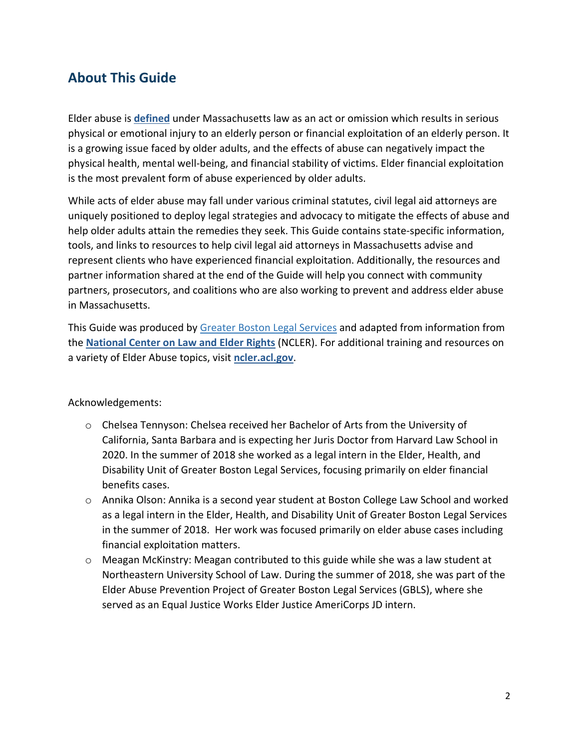## About This Guide

Elder abuse is **defined** under Massachusetts law as an act or omission which results in serious physical or emotional injury to an elderly person or financial exploitation of an elderly person. It is a growing issue faced by older adults, and the effects of abuse can negatively impact the physical health, mental well-being, and financial stability of victims. Elder financial exploitation is the most prevalent form of abuse experienced by older adults.

While acts of elder abuse may fall under various criminal statutes, civil legal aid attorneys are uniquely positioned to deploy legal strategies and advocacy to mitigate the effects of abuse and help older adults attain the remedies they seek. This Guide contains state-specific information, tools, and links to resources to help civil legal aid attorneys in Massachusetts advise and represent clients who have experienced financial exploitation. Additionally, the resources and partner information shared at the end of the Guide will help you connect with community partners, prosecutors, and coalitions who are also working to prevent and address elder abuse in Massachusetts.

This Guide was produced by Greater Boston Legal Services and adapted from information from the **National Center on Law and Elder Rights** (NCLER). For additional training and resources on a variety of Elder Abuse topics, visit **ncler.acl.gov**.

Acknowledgements:

- Chelsea Tennyson: Chelsea received her Bachelor of Arts from the University of California, Santa Barbara and is expecting her Juris Doctor from Harvard Law School in 2020. In the summer of 2018 she worked as a legal intern in the Elder, Health, and Disability Unit of Greater Boston Legal Services, focusing primarily on elder financial benefits cases.
- Annika Olson: Annika is a second year student at Boston College Law School and worked as a legal intern in the Elder, Health, and Disability Unit of Greater Boston Legal Services in the summer of 2018. Her work was focused primarily on elder abuse cases including financial exploitation matters.
- Meagan McKinstry: Meagan contributed to this guide while she was a law student at Northeastern University School of Law. During the summer of 2018, she was part of the Elder Abuse Prevention Project of Greater Boston Legal Services (GBLS), where she served as an Equal Justice Works Elder Justice AmeriCorps JD intern.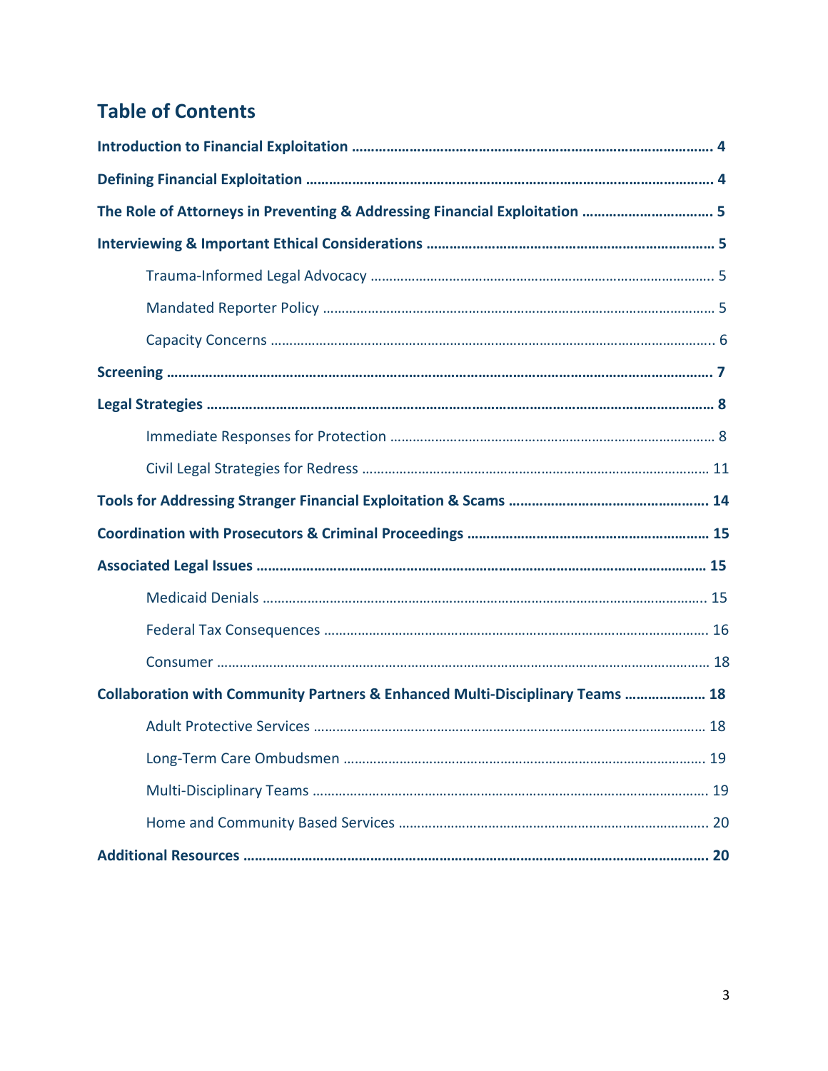## Table of Contents

**Introduction to Financial Exploitation** ........................................................................................ **4**

**Defining Financial Exploitation** ..................................................................................................... **4**

**The Role of Attorneys in Preventing & Addressing Financial Exploitation** ................................. **5**

**Interviewing & Important Ethical Considerations** ......................................................................... **5**

- Trauma-Informed Legal Advocacy ........................................................................................... 5
- Mandated Reporter Policy ........................................................................................................ 5
- Capacity Concerns ..................................................................................................................... 6

**Screening** ....................................................................................................................................... **7**

**Legal Strategies** ............................................................................................................................. **8**

- Immediate Responses for Protection ........................................................................................ 8
- Civil Legal Strategies for Redress ........................................................................................... 11

**Tools for Addressing Stranger Financial Exploitation & Scams** .................................................. **14**

**Coordination with Prosecutors & Criminal Proceedings** .............................................................. **15**

**Associated Legal Issues** ................................................................................................................. **15**

- Medicaid Denials ..................................................................................................................... 15
- Federal Tax Consequences ...................................................................................................... 16
- Consumer ................................................................................................................................. 18

**Collaboration with Community Partners & Enhanced Multi-Disciplinary Teams** ..................... **18**

- Adult Protective Services ......................................................................................................... 18
- Long-Term Care Ombudsmen ................................................................................................... 19
- Multi-Disciplinary Teams ......................................................................................................... 19
- Home and Community Based Services .................................................................................... 20

**Additional Resources** .................................................................................................................... **20**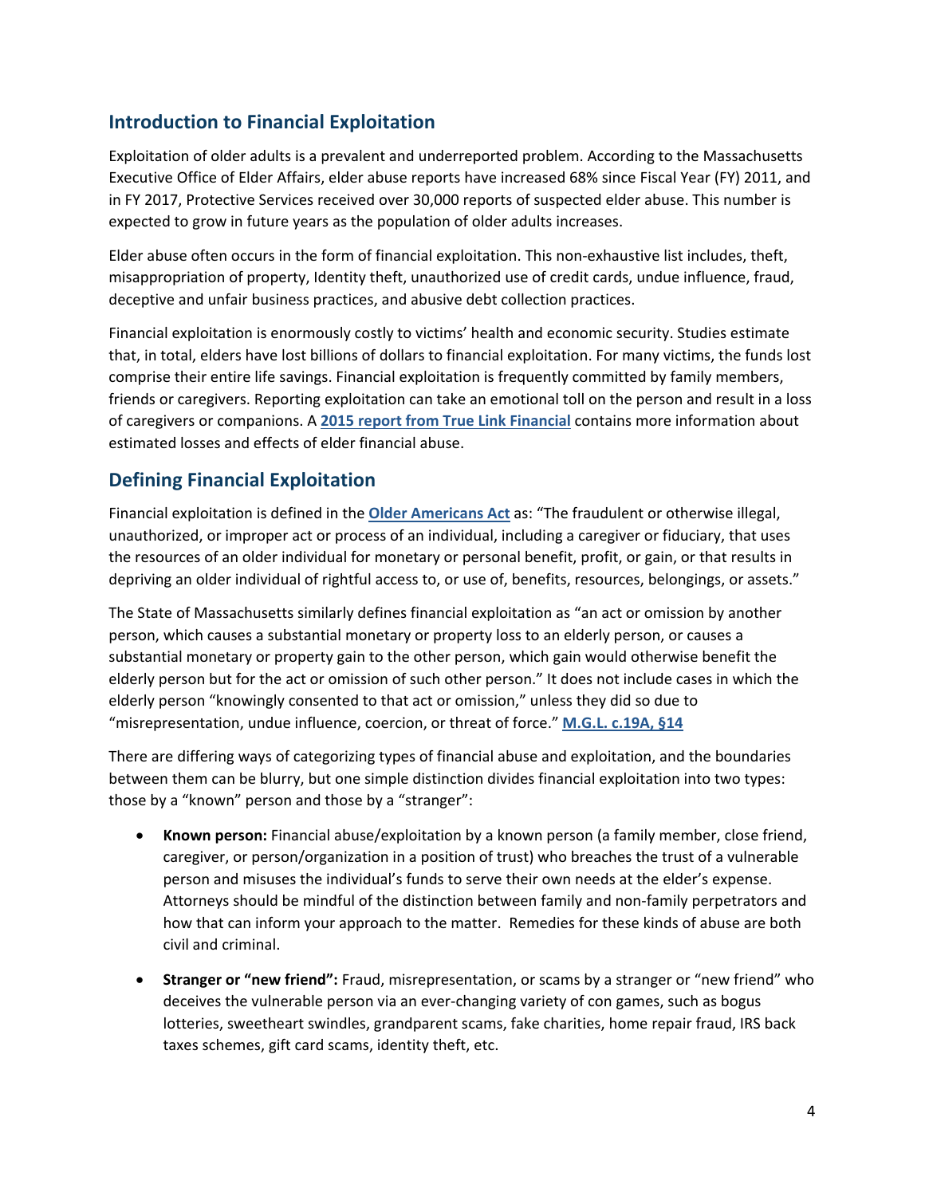## Introduction to Financial Exploitation

Exploitation of older adults is a prevalent and underreported problem. According to the Massachusetts Executive Office of Elder Affairs, elder abuse reports have increased 68% since Fiscal Year (FY) 2011, and in FY 2017, Protective Services received over 30,000 reports of suspected elder abuse. This number is expected to grow in future years as the population of older adults increases.

Elder abuse often occurs in the form of financial exploitation. This non-exhaustive list includes, theft, misappropriation of property, Identity theft, unauthorized use of credit cards, undue influence, fraud, deceptive and unfair business practices, and abusive debt collection practices.

Financial exploitation is enormously costly to victims' health and economic security. Studies estimate that, in total, elders have lost billions of dollars to financial exploitation. For many victims, the funds lost comprise their entire life savings. Financial exploitation is frequently committed by family members, friends or caregivers. Reporting exploitation can take an emotional toll on the person and result in a loss of caregivers or companions. A **2015 report from True Link Financial** contains more information about estimated losses and effects of elder financial abuse.

## Defining Financial Exploitation

Financial exploitation is defined in the **Older Americans Act** as: "The fraudulent or otherwise illegal, unauthorized, or improper act or process of an individual, including a caregiver or fiduciary, that uses the resources of an older individual for monetary or personal benefit, profit, or gain, or that results in depriving an older individual of rightful access to, or use of, benefits, resources, belongings, or assets."

The State of Massachusetts similarly defines financial exploitation as "an act or omission by another person, which causes a substantial monetary or property loss to an elderly person, or causes a substantial monetary or property gain to the other person, which gain would otherwise benefit the elderly person but for the act or omission of such other person." It does not include cases in which the elderly person "knowingly consented to that act or omission," unless they did so due to "misrepresentation, undue influence, coercion, or threat of force." **M.G.L. c.19A, §14**

There are differing ways of categorizing types of financial abuse and exploitation, and the boundaries between them can be blurry, but one simple distinction divides financial exploitation into two types: those by a "known" person and those by a "stranger":

- **Known person:** Financial abuse/exploitation by a known person (a family member, close friend, caregiver, or person/organization in a position of trust) who breaches the trust of a vulnerable person and misuses the individual's funds to serve their own needs at the elder's expense. Attorneys should be mindful of the distinction between family and non-family perpetrators and how that can inform your approach to the matter. Remedies for these kinds of abuse are both civil and criminal.
- **Stranger or "new friend":** Fraud, misrepresentation, or scams by a stranger or "new friend" who deceives the vulnerable person via an ever-changing variety of con games, such as bogus lotteries, sweetheart swindles, grandparent scams, fake charities, home repair fraud, IRS back taxes schemes, gift card scams, identity theft, etc.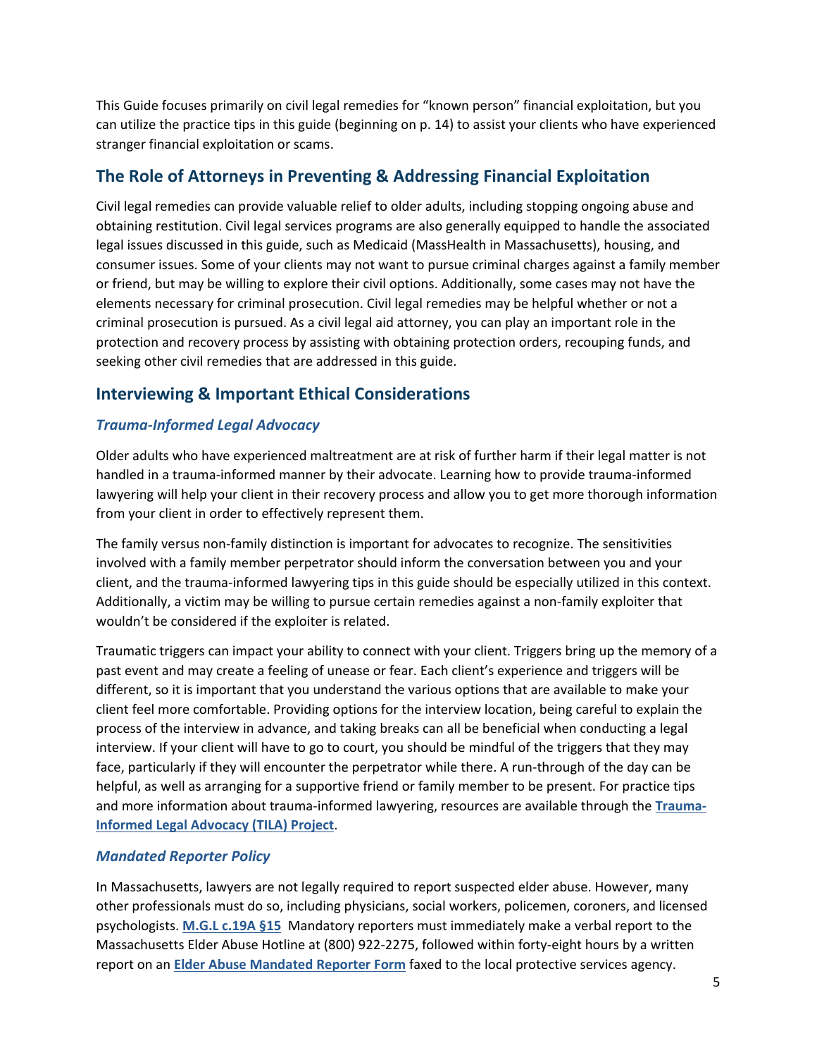This Guide focuses primarily on civil legal remedies for "known person" financial exploitation, but you can utilize the practice tips in this guide (beginning on p. 14) to assist your clients who have experienced stranger financial exploitation or scams.

## The Role of Attorneys in Preventing & Addressing Financial Exploitation

Civil legal remedies can provide valuable relief to older adults, including stopping ongoing abuse and obtaining restitution. Civil legal services programs are also generally equipped to handle the associated legal issues discussed in this guide, such as Medicaid (MassHealth in Massachusetts), housing, and consumer issues. Some of your clients may not want to pursue criminal charges against a family member or friend, but may be willing to explore their civil options. Additionally, some cases may not have the elements necessary for criminal prosecution. Civil legal remedies may be helpful whether or not a criminal prosecution is pursued. As a civil legal aid attorney, you can play an important role in the protection and recovery process by assisting with obtaining protection orders, recouping funds, and seeking other civil remedies that are addressed in this guide.

## Interviewing & Important Ethical Considerations

### *Trauma-Informed Legal Advocacy*

Older adults who have experienced maltreatment are at risk of further harm if their legal matter is not handled in a trauma-informed manner by their advocate. Learning how to provide trauma-informed lawyering will help your client in their recovery process and allow you to get more thorough information from your client in order to effectively represent them.

The family versus non-family distinction is important for advocates to recognize. The sensitivities involved with a family member perpetrator should inform the conversation between you and your client, and the trauma-informed lawyering tips in this guide should be especially utilized in this context. Additionally, a victim may be willing to pursue certain remedies against a non-family exploiter that wouldn't be considered if the exploiter is related.

Traumatic triggers can impact your ability to connect with your client. Triggers bring up the memory of a past event and may create a feeling of unease or fear. Each client's experience and triggers will be different, so it is important that you understand the various options that are available to make your client feel more comfortable. Providing options for the interview location, being careful to explain the process of the interview in advance, and taking breaks can all be beneficial when conducting a legal interview. If your client will have to go to court, you should be mindful of the triggers that they may face, particularly if they will encounter the perpetrator while there. A run-through of the day can be helpful, as well as arranging for a supportive friend or family member to be present. For practice tips and more information about trauma-informed lawyering, resources are available through the **Trauma-Informed Legal Advocacy (TILA) Project**.

### *Mandated Reporter Policy*

In Massachusetts, lawyers are not legally required to report suspected elder abuse. However, many other professionals must do so, including physicians, social workers, policemen, coroners, and licensed psychologists. **M.G.L c.19A §15** Mandatory reporters must immediately make a verbal report to the Massachusetts Elder Abuse Hotline at (800) 922-2275, followed within forty-eight hours by a written report on an **Elder Abuse Mandated Reporter Form** faxed to the local protective services agency.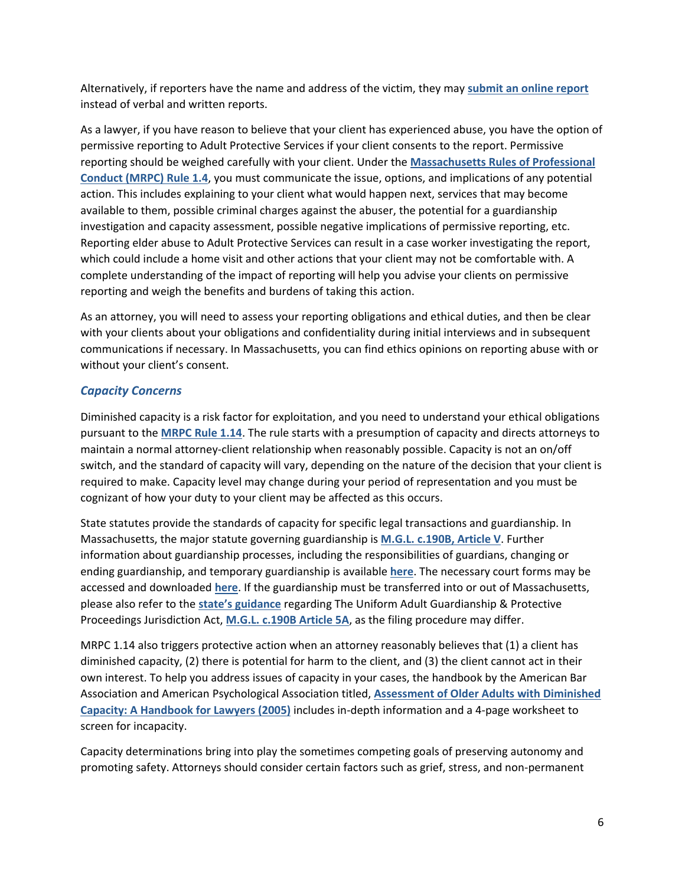Alternatively, if reporters have the name and address of the victim, they may **submit an online report** instead of verbal and written reports.

As a lawyer, if you have reason to believe that your client has experienced abuse, you have the option of permissive reporting to Adult Protective Services if your client consents to the report. Permissive reporting should be weighed carefully with your client. Under the **Massachusetts Rules of Professional Conduct (MRPC) Rule 1.4**, you must communicate the issue, options, and implications of any potential action. This includes explaining to your client what would happen next, services that may become available to them, possible criminal charges against the abuser, the potential for a guardianship investigation and capacity assessment, possible negative implications of permissive reporting, etc. Reporting elder abuse to Adult Protective Services can result in a case worker investigating the report, which could include a home visit and other actions that your client may not be comfortable with. A complete understanding of the impact of reporting will help you advise your clients on permissive reporting and weigh the benefits and burdens of taking this action.

As an attorney, you will need to assess your reporting obligations and ethical duties, and then be clear with your clients about your obligations and confidentiality during initial interviews and in subsequent communications if necessary. In Massachusetts, you can find ethics opinions on reporting abuse with or without your client's consent.

### *Capacity Concerns*

Diminished capacity is a risk factor for exploitation, and you need to understand your ethical obligations pursuant to the **MRPC Rule 1.14**. The rule starts with a presumption of capacity and directs attorneys to maintain a normal attorney-client relationship when reasonably possible. Capacity is not an on/off switch, and the standard of capacity will vary, depending on the nature of the decision that your client is required to make. Capacity level may change during your period of representation and you must be cognizant of how your duty to your client may be affected as this occurs.

State statutes provide the standards of capacity for specific legal transactions and guardianship. In Massachusetts, the major statute governing guardianship is **M.G.L. c.190B, Article V**. Further information about guardianship processes, including the responsibilities of guardians, changing or ending guardianship, and temporary guardianship is available **here**. The necessary court forms may be accessed and downloaded **here**. If the guardianship must be transferred into or out of Massachusetts, please also refer to the **state's guidance** regarding The Uniform Adult Guardianship & Protective Proceedings Jurisdiction Act, **M.G.L. c.190B Article 5A**, as the filing procedure may differ.

MRPC 1.14 also triggers protective action when an attorney reasonably believes that (1) a client has diminished capacity, (2) there is potential for harm to the client, and (3) the client cannot act in their own interest. To help you address issues of capacity in your cases, the handbook by the American Bar Association and American Psychological Association titled, **Assessment of Older Adults with Diminished Capacity: A Handbook for Lawyers (2005)** includes in-depth information and a 4-page worksheet to screen for incapacity.

Capacity determinations bring into play the sometimes competing goals of preserving autonomy and promoting safety. Attorneys should consider certain factors such as grief, stress, and non-permanent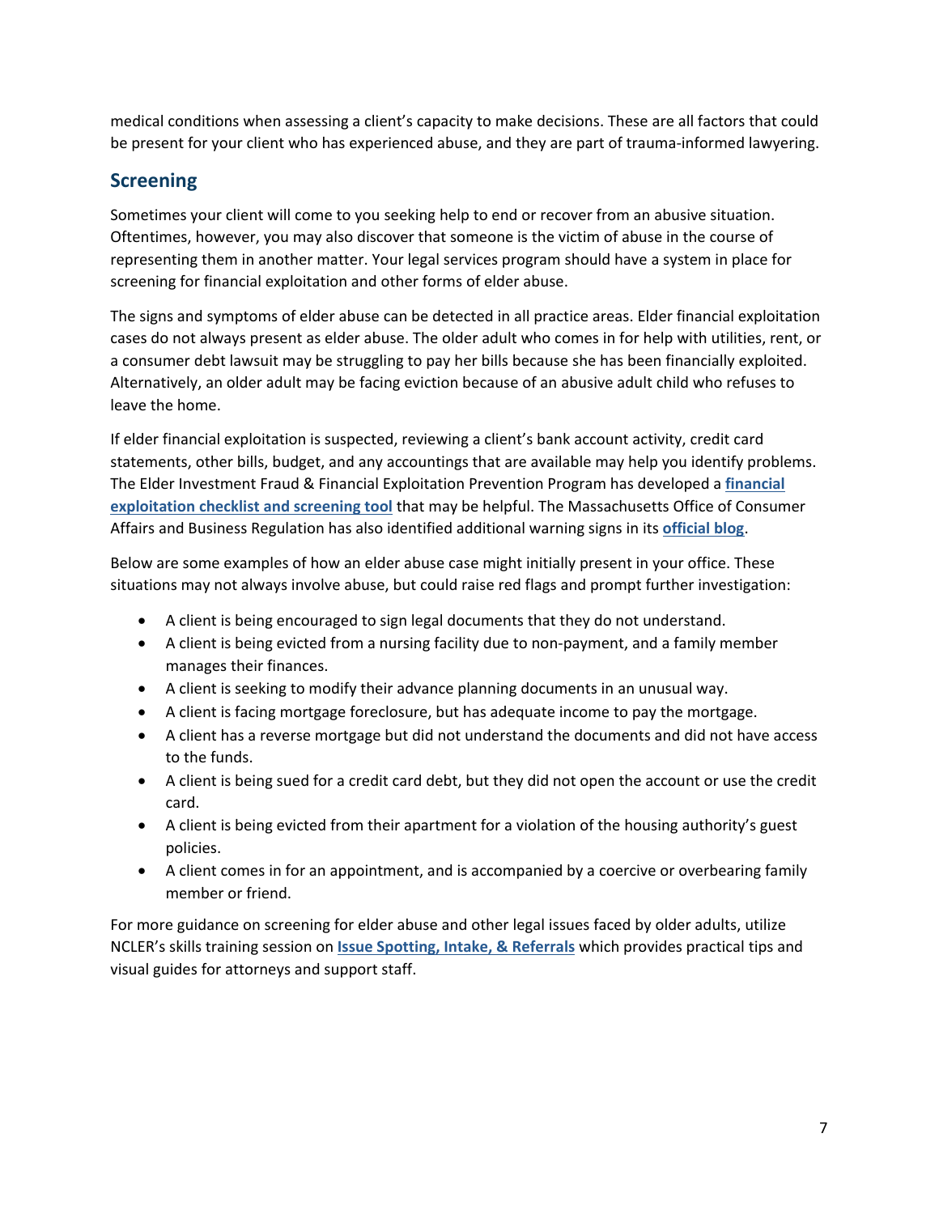medical conditions when assessing a client's capacity to make decisions. These are all factors that could be present for your client who has experienced abuse, and they are part of trauma-informed lawyering.

## Screening

Sometimes your client will come to you seeking help to end or recover from an abusive situation. Oftentimes, however, you may also discover that someone is the victim of abuse in the course of representing them in another matter. Your legal services program should have a system in place for screening for financial exploitation and other forms of elder abuse.

The signs and symptoms of elder abuse can be detected in all practice areas. Elder financial exploitation cases do not always present as elder abuse. The older adult who comes in for help with utilities, rent, or a consumer debt lawsuit may be struggling to pay her bills because she has been financially exploited. Alternatively, an older adult may be facing eviction because of an abusive adult child who refuses to leave the home.

If elder financial exploitation is suspected, reviewing a client's bank account activity, credit card statements, other bills, budget, and any accountings that are available may help you identify problems. The Elder Investment Fraud & Financial Exploitation Prevention Program has developed a **financial exploitation checklist and screening tool** that may be helpful. The Massachusetts Office of Consumer Affairs and Business Regulation has also identified additional warning signs in its **official blog**.

Below are some examples of how an elder abuse case might initially present in your office. These situations may not always involve abuse, but could raise red flags and prompt further investigation:

- A client is being encouraged to sign legal documents that they do not understand.
- A client is being evicted from a nursing facility due to non-payment, and a family member manages their finances.
- A client is seeking to modify their advance planning documents in an unusual way.
- A client is facing mortgage foreclosure, but has adequate income to pay the mortgage.
- A client has a reverse mortgage but did not understand the documents and did not have access to the funds.
- A client is being sued for a credit card debt, but they did not open the account or use the credit card.
- A client is being evicted from their apartment for a violation of the housing authority's guest policies.
- A client comes in for an appointment, and is accompanied by a coercive or overbearing family member or friend.

For more guidance on screening for elder abuse and other legal issues faced by older adults, utilize NCLER's skills training session on **Issue Spotting, Intake, & Referrals** which provides practical tips and visual guides for attorneys and support staff.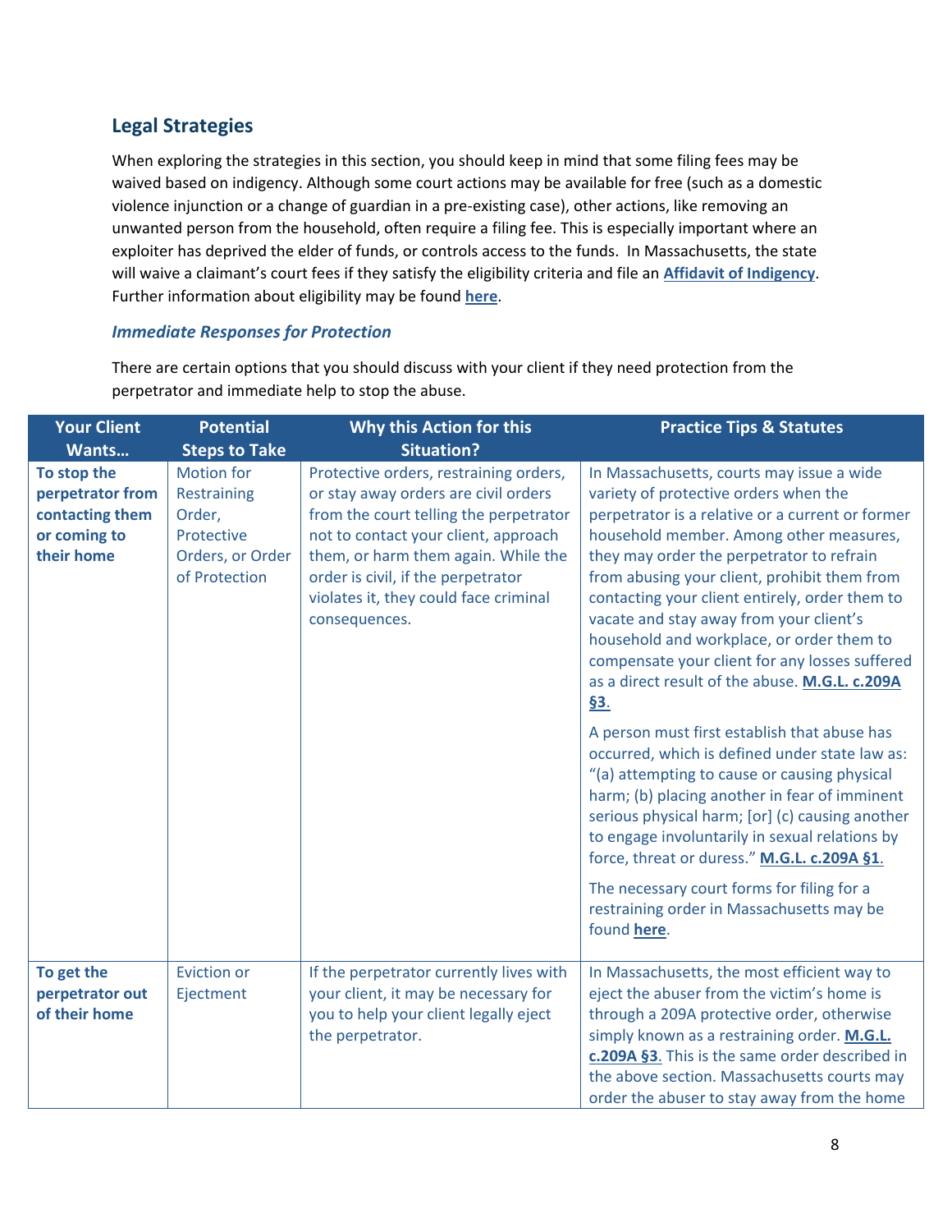## Legal Strategies

When exploring the strategies in this section, you should keep in mind that some filing fees may be waived based on indigency. Although some court actions may be available for free (such as a domestic violence injunction or a change of guardian in a pre-existing case), other actions, like removing an unwanted person from the household, often require a filing fee. This is especially important where an exploiter has deprived the elder of funds, or controls access to the funds. In Massachusetts, the state will waive a claimant's court fees if they satisfy the eligibility criteria and file an **Affidavit of Indigency**. Further information about eligibility may be found **here**.

### *Immediate Responses for Protection*

There are certain options that you should discuss with your client if they need protection from the perpetrator and immediate help to stop the abuse.

| Your Client Wants… | Potential Steps to Take | Why this Action for this Situation? | Practice Tips & Statutes |
|---|---|---|---|
| **To stop the perpetrator from contacting them or coming to their home** | Motion for Restraining Order, Protective Orders, or Order of Protection | Protective orders, restraining orders, or stay away orders are civil orders from the court telling the perpetrator not to contact your client, approach them, or harm them again. While the order is civil, if the perpetrator violates it, they could face criminal consequences. | In Massachusetts, courts may issue a wide variety of protective orders when the perpetrator is a relative or a current or former household member. Among other measures, they may order the perpetrator to refrain from abusing your client, prohibit them from contacting your client entirely, order them to vacate and stay away from your client's household and workplace, or order them to compensate your client for any losses suffered as a direct result of the abuse. **M.G.L. c.209A §3.**<br><br>A person must first establish that abuse has occurred, which is defined under state law as: "(a) attempting to cause or causing physical harm; (b) placing another in fear of imminent serious physical harm; [or] (c) causing another to engage involuntarily in sexual relations by force, threat or duress." **M.G.L. c.209A §1**.<br><br>The necessary court forms for filing for a restraining order in Massachusetts may be found **here**. |
| **To get the perpetrator out of their home** | Eviction or Ejectment | If the perpetrator currently lives with your client, it may be necessary for you to help your client legally eject the perpetrator. | In Massachusetts, the most efficient way to eject the abuser from the victim's home is through a 209A protective order, otherwise simply known as a restraining order. **M.G.L. c.209A §3**. This is the same order described in the above section. Massachusetts courts may order the abuser to stay away from the home |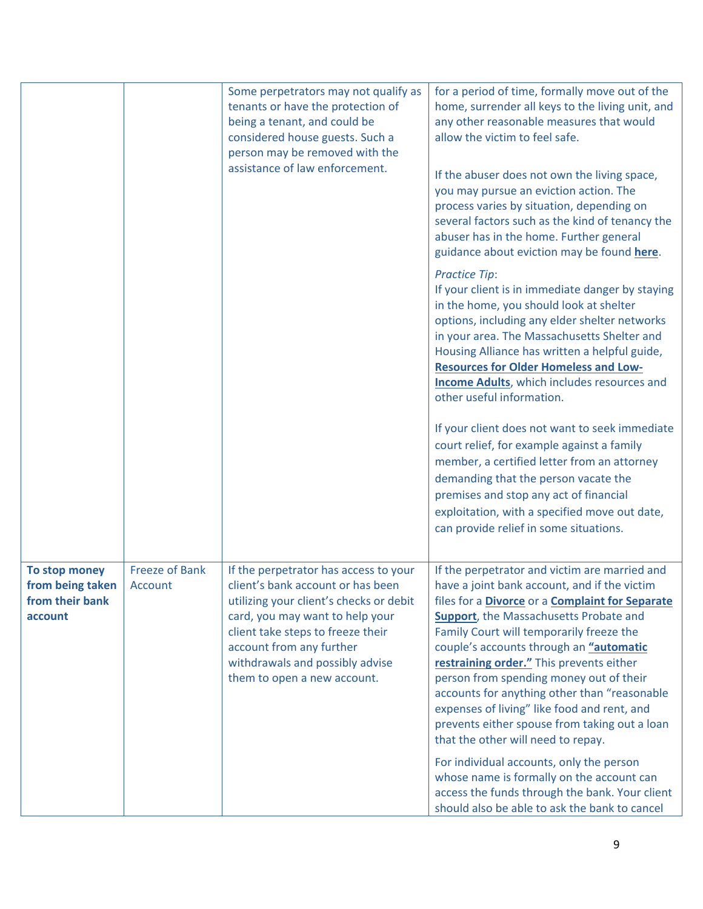| | | | |
|---|---|---|---|
| | | Some perpetrators may not qualify as tenants or have the protection of being a tenant, and could be considered house guests. Such a person may be removed with the assistance of law enforcement. | for a period of time, formally move out of the home, surrender all keys to the living unit, and any other reasonable measures that would allow the victim to feel safe.<br><br>If the abuser does not own the living space, you may pursue an eviction action. The process varies by situation, depending on several factors such as the kind of tenancy the abuser has in the home. Further general guidance about eviction may be found **here**.<br><br>*Practice Tip*:<br>If your client is in immediate danger by staying in the home, you should look at shelter options, including any elder shelter networks in your area. The Massachusetts Shelter and Housing Alliance has written a helpful guide, **Resources for Older Homeless and Low-Income Adults**, which includes resources and other useful information.<br><br>If your client does not want to seek immediate court relief, for example against a family member, a certified letter from an attorney demanding that the person vacate the premises and stop any act of financial exploitation, with a specified move out date, can provide relief in some situations. |
| **To stop money from being taken from their bank account** | Freeze of Bank Account | If the perpetrator has access to your client's bank account or has been utilizing your client's checks or debit card, you may want to help your client take steps to freeze their account from any further withdrawals and possibly advise them to open a new account. | If the perpetrator and victim are married and have a joint bank account, and if the victim files for a **Divorce** or a **Complaint for Separate Support**, the Massachusetts Probate and Family Court will temporarily freeze the couple's accounts through an **"automatic restraining order."** This prevents either person from spending money out of their accounts for anything other than "reasonable expenses of living" like food and rent, and prevents either spouse from taking out a loan that the other will need to repay.<br><br>For individual accounts, only the person whose name is formally on the account can access the funds through the bank. Your client should also be able to ask the bank to cancel |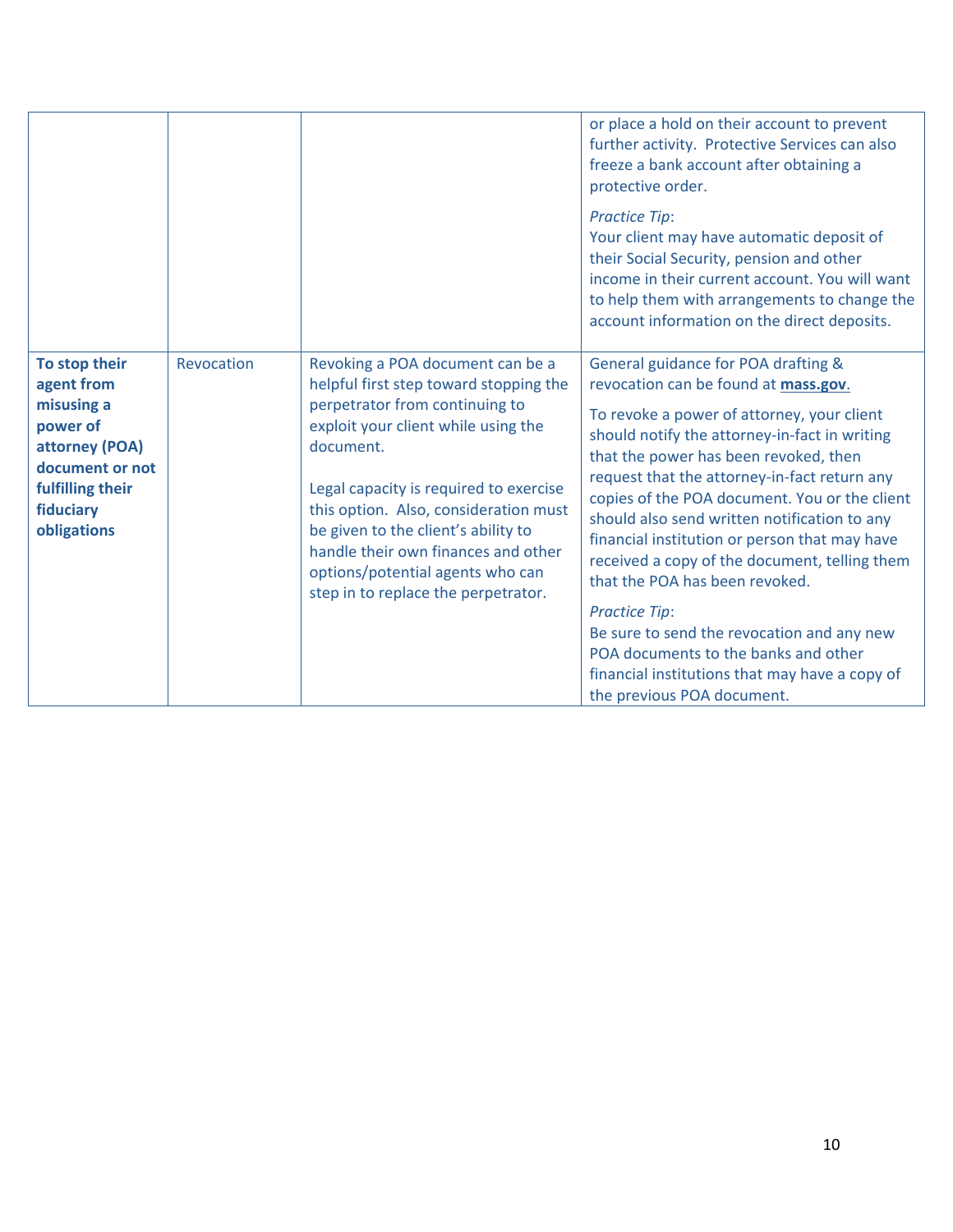| | | | |
|---|---|---|---|
| | | | or place a hold on their account to prevent further activity. Protective Services can also freeze a bank account after obtaining a protective order.<br><br>*Practice Tip*:<br>Your client may have automatic deposit of their Social Security, pension and other income in their current account. You will want to help them with arrangements to change the account information on the direct deposits. |
| **To stop their agent from misusing a power of attorney (POA) document or not fulfilling their fiduciary obligations** | Revocation | Revoking a POA document can be a helpful first step toward stopping the perpetrator from continuing to exploit your client while using the document.<br><br>Legal capacity is required to exercise this option. Also, consideration must be given to the client's ability to handle their own finances and other options/potential agents who can step in to replace the perpetrator. | General guidance for POA drafting & revocation can be found at **mass.gov**.<br><br>To revoke a power of attorney, your client should notify the attorney-in-fact in writing that the power has been revoked, then request that the attorney-in-fact return any copies of the POA document. You or the client should also send written notification to any financial institution or person that may have received a copy of the document, telling them that the POA has been revoked.<br><br>*Practice Tip*:<br>Be sure to send the revocation and any new POA documents to the banks and other financial institutions that may have a copy of the previous POA document. |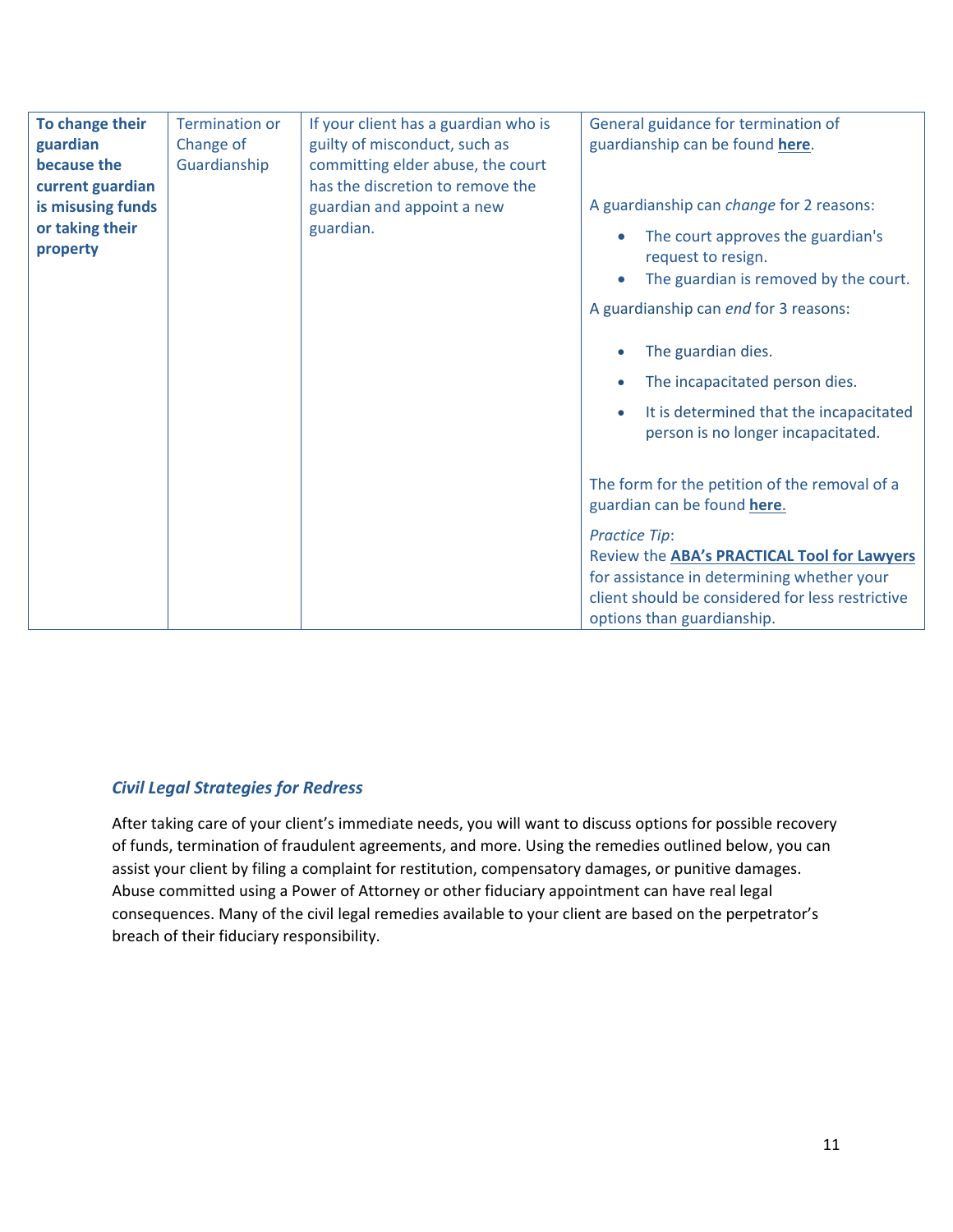| To change their guardian because the current guardian is misusing funds or taking their property | Termination or Change of Guardianship | If your client has a guardian who is guilty of misconduct, such as committing elder abuse, the court has the discretion to remove the guardian and appoint a new guardian. | General guidance for termination of guardianship can be found **here**.<br><br>A guardianship can *change* for 2 reasons:<br>• The court approves the guardian's request to resign.<br>• The guardian is removed by the court.<br><br>A guardianship can *end* for 3 reasons:<br>• The guardian dies.<br>• The incapacitated person dies.<br>• It is determined that the incapacitated person is no longer incapacitated.<br><br>The form for the petition of the removal of a guardian can be found **here**.<br><br>*Practice Tip*:<br>Review the **ABA's PRACTICAL Tool for Lawyers** for assistance in determining whether your client should be considered for less restrictive options than guardianship. |
|---|---|---|---|

### *Civil Legal Strategies for Redress*

After taking care of your client's immediate needs, you will want to discuss options for possible recovery of funds, termination of fraudulent agreements, and more. Using the remedies outlined below, you can assist your client by filing a complaint for restitution, compensatory damages, or punitive damages. Abuse committed using a Power of Attorney or other fiduciary appointment can have real legal consequences. Many of the civil legal remedies available to your client are based on the perpetrator's breach of their fiduciary responsibility.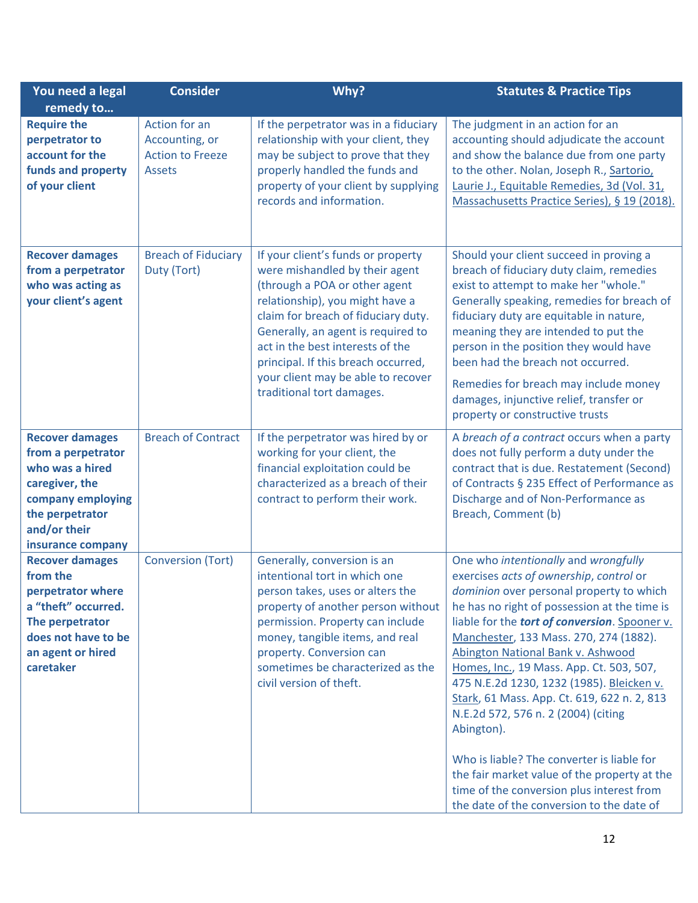| You need a legal remedy to… | Consider | Why? | Statutes & Practice Tips |
|---|---|---|---|
| **Require the perpetrator to account for the funds and property of your client** | Action for an Accounting, or Action to Freeze Assets | If the perpetrator was in a fiduciary relationship with your client, they may be subject to prove that they properly handled the funds and property of your client by supplying records and information. | The judgment in an action for an accounting should adjudicate the account and show the balance due from one party to the other. Nolan, Joseph R., Sartorio, Laurie J., Equitable Remedies, 3d (Vol. 31, Massachusetts Practice Series), § 19 (2018). |
| **Recover damages from a perpetrator who was acting as your client's agent** | Breach of Fiduciary Duty (Tort) | If your client's funds or property were mishandled by their agent (through a POA or other agent relationship), you might have a claim for breach of fiduciary duty. Generally, an agent is required to act in the best interests of the principal. If this breach occurred, your client may be able to recover traditional tort damages. | Should your client succeed in proving a breach of fiduciary duty claim, remedies exist to attempt to make her "whole." Generally speaking, remedies for breach of fiduciary duty are equitable in nature, meaning they are intended to put the person in the position they would have been had the breach not occurred.<br><br>Remedies for breach may include money damages, injunctive relief, transfer or property or constructive trusts |
| **Recover damages from a perpetrator who was a hired caregiver, the company employing the perpetrator and/or their insurance company** | Breach of Contract | If the perpetrator was hired by or working for your client, the financial exploitation could be characterized as a breach of their contract to perform their work. | A *breach of a contract* occurs when a party does not fully perform a duty under the contract that is due. Restatement (Second) of Contracts § 235 Effect of Performance as Discharge and of Non-Performance as Breach, Comment (b) |
| **Recover damages from the perpetrator where a "theft" occurred. The perpetrator does not have to be an agent or hired caretaker** | Conversion (Tort) | Generally, conversion is an intentional tort in which one person takes, uses or alters the property of another person without permission. Property can include money, tangible items, and real property. Conversion can sometimes be characterized as the civil version of theft. | One who *intentionally* and *wrongfully* exercises *acts of ownership*, *control* or *dominion* over personal property to which he has no right of possession at the time is liable for the ***tort of conversion***. Spooner v. Manchester, 133 Mass. 270, 274 (1882). Abington National Bank v. Ashwood Homes, Inc., 19 Mass. App. Ct. 503, 507, 475 N.E.2d 1230, 1232 (1985). Bleicken v. Stark, 61 Mass. App. Ct. 619, 622 n. 2, 813 N.E.2d 572, 576 n. 2 (2004) (citing Abington).<br><br>Who is liable? The converter is liable for the fair market value of the property at the time of the conversion plus interest from the date of the conversion to the date of |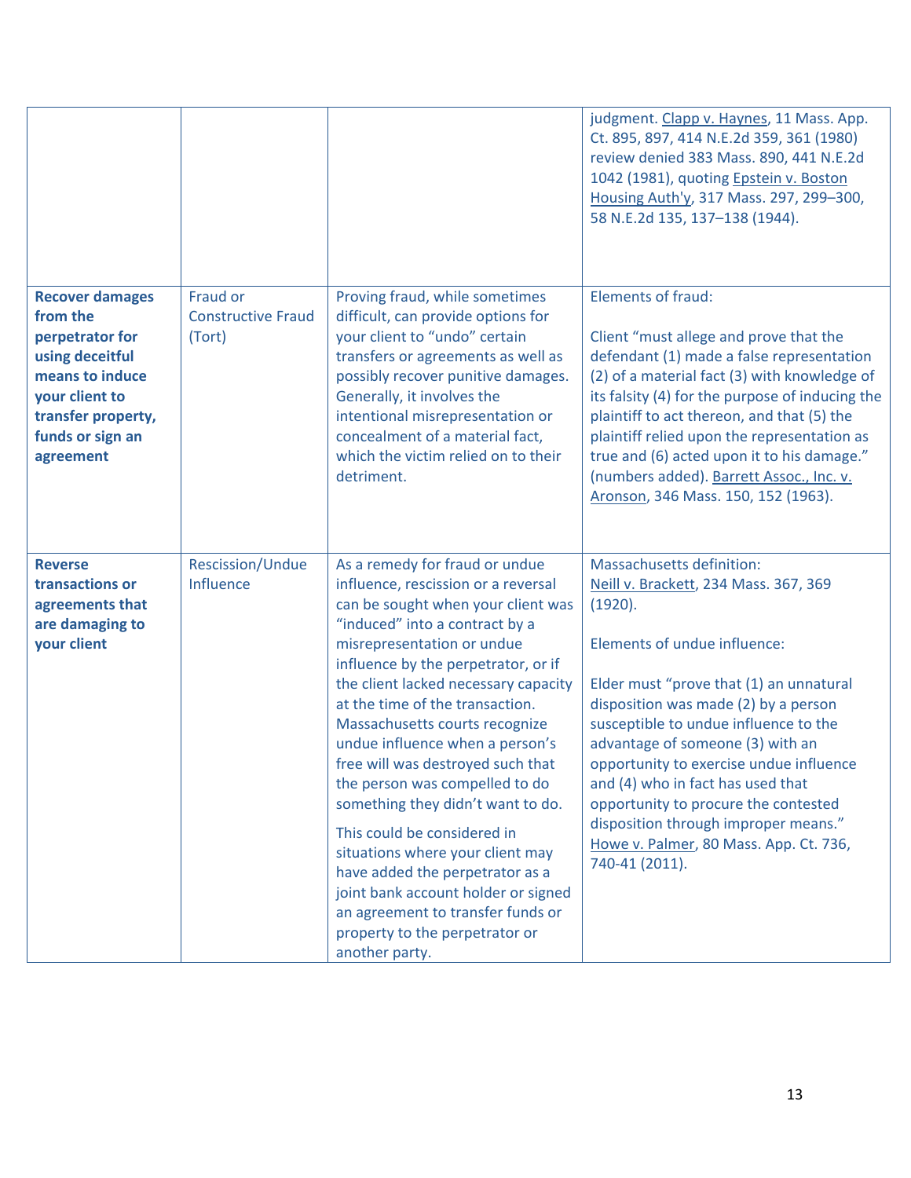|  |  |  |  |
|---|---|---|---|
|  |  |  | judgment. Clapp v. Haynes, 11 Mass. App. Ct. 895, 897, 414 N.E.2d 359, 361 (1980) review denied 383 Mass. 890, 441 N.E.2d 1042 (1981), quoting Epstein v. Boston Housing Auth'y, 317 Mass. 297, 299–300, 58 N.E.2d 135, 137–138 (1944). |
| **Recover damages from the perpetrator for using deceitful means to induce your client to transfer property, funds or sign an agreement** | Fraud or Constructive Fraud (Tort) | Proving fraud, while sometimes difficult, can provide options for your client to "undo" certain transfers or agreements as well as possibly recover punitive damages. Generally, it involves the intentional misrepresentation or concealment of a material fact, which the victim relied on to their detriment. | Elements of fraud:<br><br>Client "must allege and prove that the defendant (1) made a false representation (2) of a material fact (3) with knowledge of its falsity (4) for the purpose of inducing the plaintiff to act thereon, and that (5) the plaintiff relied upon the representation as true and (6) acted upon it to his damage." (numbers added). Barrett Assoc., Inc. v. Aronson, 346 Mass. 150, 152 (1963). |
| **Reverse transactions or agreements that are damaging to your client** | Rescission/Undue Influence | As a remedy for fraud or undue influence, rescission or a reversal can be sought when your client was "induced" into a contract by a misrepresentation or undue influence by the perpetrator, or if the client lacked necessary capacity at the time of the transaction. Massachusetts courts recognize undue influence when a person's free will was destroyed such that the person was compelled to do something they didn't want to do.<br><br>This could be considered in situations where your client may have added the perpetrator as a joint bank account holder or signed an agreement to transfer funds or property to the perpetrator or another party. | Massachusetts definition: Neill v. Brackett, 234 Mass. 367, 369 (1920).<br><br>Elements of undue influence:<br><br>Elder must "prove that (1) an unnatural disposition was made (2) by a person susceptible to undue influence to the advantage of someone (3) with an opportunity to exercise undue influence and (4) who in fact has used that opportunity to procure the contested disposition through improper means." Howe v. Palmer, 80 Mass. App. Ct. 736, 740-41 (2011). |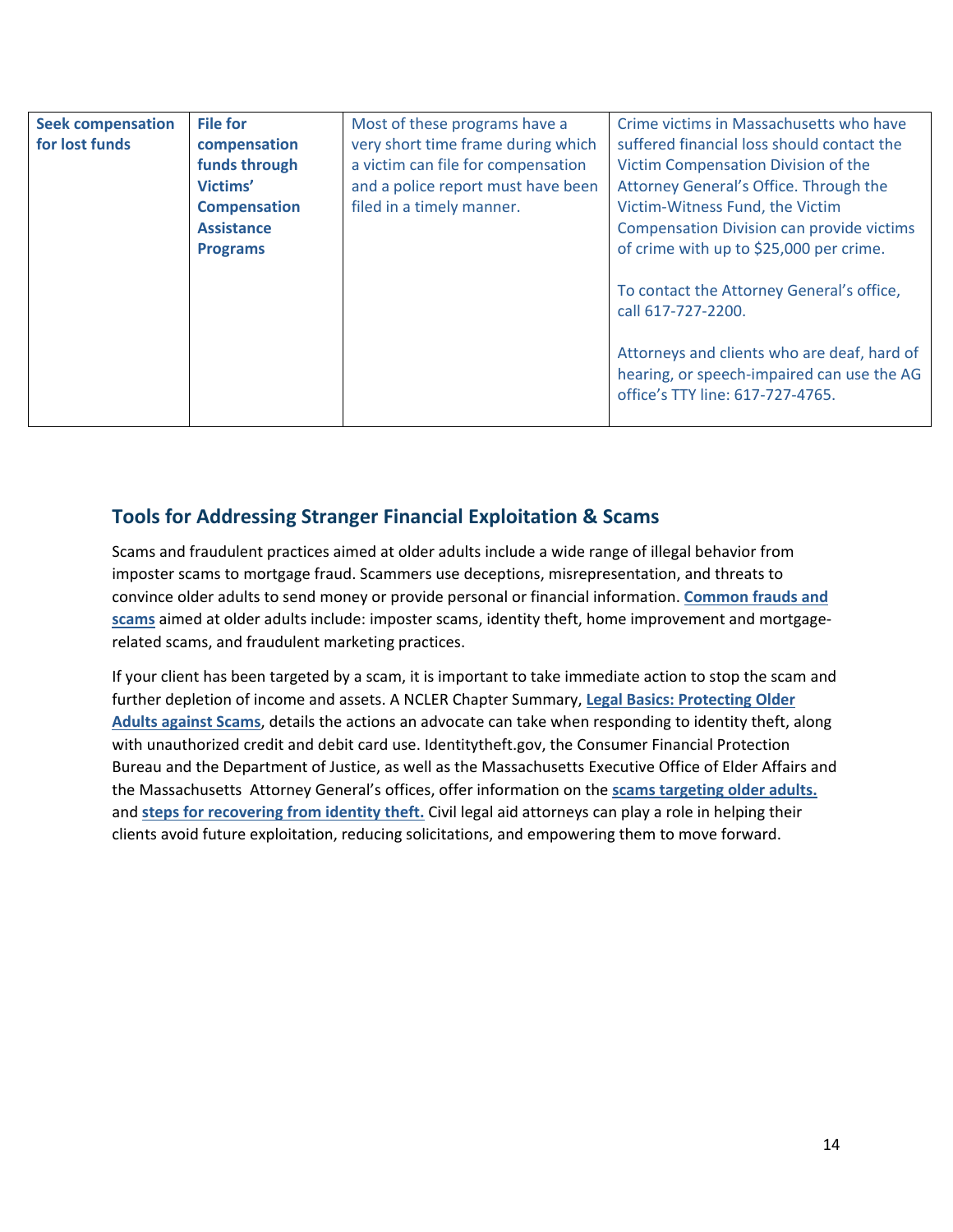| **Seek compensation for lost funds** | **File for compensation funds through Victims' Compensation Assistance Programs** | Most of these programs have a very short time frame during which a victim can file for compensation and a police report must have been filed in a timely manner. | Crime victims in Massachusetts who have suffered financial loss should contact the Victim Compensation Division of the Attorney General's Office. Through the Victim-Witness Fund, the Victim Compensation Division can provide victims of crime with up to $25,000 per crime.<br><br>To contact the Attorney General's office, call 617-727-2200.<br><br>Attorneys and clients who are deaf, hard of hearing, or speech-impaired can use the AG office's TTY line: 617-727-4765. |
|---|---|---|---|

## Tools for Addressing Stranger Financial Exploitation & Scams

Scams and fraudulent practices aimed at older adults include a wide range of illegal behavior from imposter scams to mortgage fraud. Scammers use deceptions, misrepresentation, and threats to convince older adults to send money or provide personal or financial information. **Common frauds and scams** aimed at older adults include: imposter scams, identity theft, home improvement and mortgage-related scams, and fraudulent marketing practices.

If your client has been targeted by a scam, it is important to take immediate action to stop the scam and further depletion of income and assets. A NCLER Chapter Summary, **Legal Basics: Protecting Older Adults against Scams**, details the actions an advocate can take when responding to identity theft, along with unauthorized credit and debit card use. Identitytheft.gov, the Consumer Financial Protection Bureau and the Department of Justice, as well as the Massachusetts Executive Office of Elder Affairs and the Massachusetts Attorney General's offices, offer information on the **scams targeting older adults.** and **steps for recovering from identity theft.** Civil legal aid attorneys can play a role in helping their clients avoid future exploitation, reducing solicitations, and empowering them to move forward.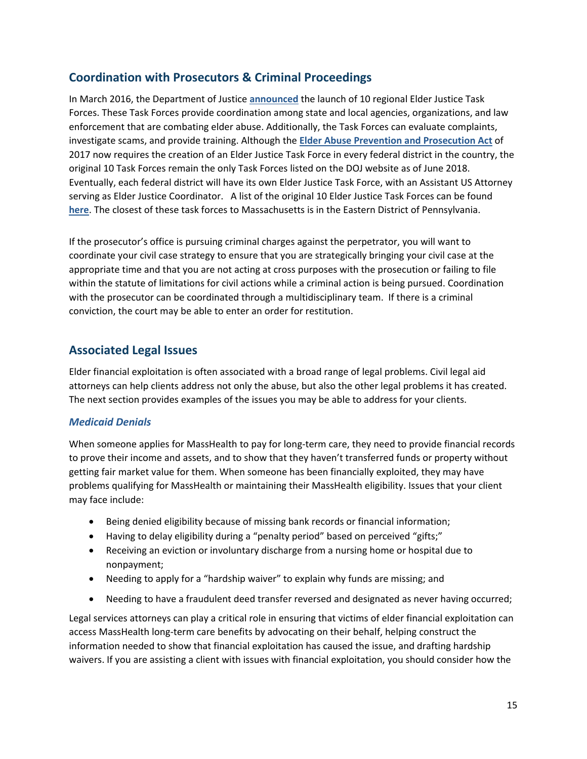## Coordination with Prosecutors & Criminal Proceedings

In March 2016, the Department of Justice **announced** the launch of 10 regional Elder Justice Task Forces. These Task Forces provide coordination among state and local agencies, organizations, and law enforcement that are combating elder abuse. Additionally, the Task Forces can evaluate complaints, investigate scams, and provide training. Although the **Elder Abuse Prevention and Prosecution Act** of 2017 now requires the creation of an Elder Justice Task Force in every federal district in the country, the original 10 Task Forces remain the only Task Forces listed on the DOJ website as of June 2018. Eventually, each federal district will have its own Elder Justice Task Force, with an Assistant US Attorney serving as Elder Justice Coordinator. A list of the original 10 Elder Justice Task Forces can be found **here**. The closest of these task forces to Massachusetts is in the Eastern District of Pennsylvania.

If the prosecutor's office is pursuing criminal charges against the perpetrator, you will want to coordinate your civil case strategy to ensure that you are strategically bringing your civil case at the appropriate time and that you are not acting at cross purposes with the prosecution or failing to file within the statute of limitations for civil actions while a criminal action is being pursued. Coordination with the prosecutor can be coordinated through a multidisciplinary team. If there is a criminal conviction, the court may be able to enter an order for restitution.

## Associated Legal Issues

Elder financial exploitation is often associated with a broad range of legal problems. Civil legal aid attorneys can help clients address not only the abuse, but also the other legal problems it has created. The next section provides examples of the issues you may be able to address for your clients.

### *Medicaid Denials*

When someone applies for MassHealth to pay for long-term care, they need to provide financial records to prove their income and assets, and to show that they haven't transferred funds or property without getting fair market value for them. When someone has been financially exploited, they may have problems qualifying for MassHealth or maintaining their MassHealth eligibility. Issues that your client may face include:

- Being denied eligibility because of missing bank records or financial information;
- Having to delay eligibility during a "penalty period" based on perceived "gifts;"
- Receiving an eviction or involuntary discharge from a nursing home or hospital due to nonpayment;
- Needing to apply for a "hardship waiver" to explain why funds are missing; and
- Needing to have a fraudulent deed transfer reversed and designated as never having occurred;

Legal services attorneys can play a critical role in ensuring that victims of elder financial exploitation can access MassHealth long-term care benefits by advocating on their behalf, helping construct the information needed to show that financial exploitation has caused the issue, and drafting hardship waivers. If you are assisting a client with issues with financial exploitation, you should consider how the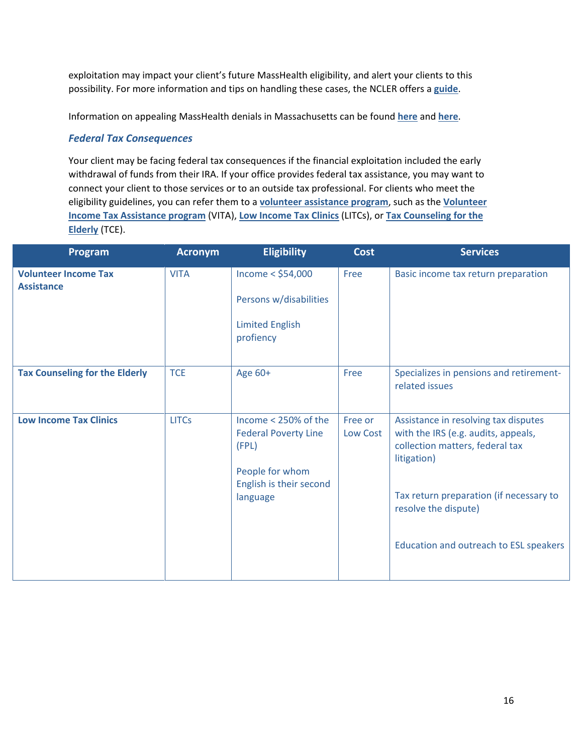exploitation may impact your client's future MassHealth eligibility, and alert your clients to this possibility. For more information and tips on handling these cases, the NCLER offers a **guide**.

Information on appealing MassHealth denials in Massachusetts can be found **here** and **here**.

### *Federal Tax Consequences*

Your client may be facing federal tax consequences if the financial exploitation included the early withdrawal of funds from their IRA. If your office provides federal tax assistance, you may want to connect your client to those services or to an outside tax professional. For clients who meet the eligibility guidelines, you can refer them to a **volunteer assistance program**, such as the **Volunteer Income Tax Assistance program** (VITA), **Low Income Tax Clinics** (LITCs), or **Tax Counseling for the Elderly** (TCE).

| Program | Acronym | Eligibility | Cost | Services |
|---|---|---|---|---|
| **Volunteer Income Tax Assistance** | VITA | Income < $54,000<br><br>Persons w/disabilities<br><br>Limited English profiency | Free | Basic income tax return preparation |
| **Tax Counseling for the Elderly** | TCE | Age 60+ | Free | Specializes in pensions and retirement-related issues |
| **Low Income Tax Clinics** | LITCs | Income < 250% of the Federal Poverty Line (FPL)<br><br>People for whom English is their second language | Free or Low Cost | Assistance in resolving tax disputes with the IRS (e.g. audits, appeals, collection matters, federal tax litigation)<br><br>Tax return preparation (if necessary to resolve the dispute)<br><br>Education and outreach to ESL speakers |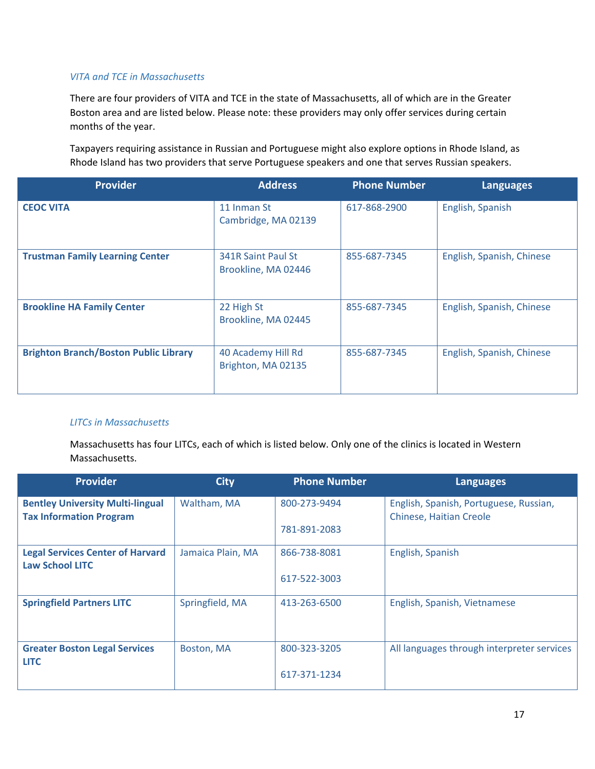*VITA and TCE in Massachusetts*

There are four providers of VITA and TCE in the state of Massachusetts, all of which are in the Greater Boston area and are listed below. Please note: these providers may only offer services during certain months of the year.

Taxpayers requiring assistance in Russian and Portuguese might also explore options in Rhode Island, as Rhode Island has two providers that serve Portuguese speakers and one that serves Russian speakers.

| Provider | Address | Phone Number | Languages |
|---|---|---|---|
| **CEOC VITA** | 11 Inman St<br>Cambridge, MA 02139 | 617-868-2900 | English, Spanish |
| **Trustman Family Learning Center** | 341R Saint Paul St<br>Brookline, MA 02446 | 855-687-7345 | English, Spanish, Chinese |
| **Brookline HA Family Center** | 22 High St<br>Brookline, MA 02445 | 855-687-7345 | English, Spanish, Chinese |
| **Brighton Branch/Boston Public Library** | 40 Academy Hill Rd<br>Brighton, MA 02135 | 855-687-7345 | English, Spanish, Chinese |

*LITCs in Massachusetts*

Massachusetts has four LITCs, each of which is listed below. Only one of the clinics is located in Western Massachusetts.

| Provider | City | Phone Number | Languages |
|---|---|---|---|
| **Bentley University Multi-lingual Tax Information Program** | Waltham, MA | 800-273-9494<br>781-891-2083 | English, Spanish, Portuguese, Russian, Chinese, Haitian Creole |
| **Legal Services Center of Harvard Law School LITC** | Jamaica Plain, MA | 866-738-8081<br>617-522-3003 | English, Spanish |
| **Springfield Partners LITC** | Springfield, MA | 413-263-6500 | English, Spanish, Vietnamese |
| **Greater Boston Legal Services LITC** | Boston, MA | 800-323-3205<br>617-371-1234 | All languages through interpreter services |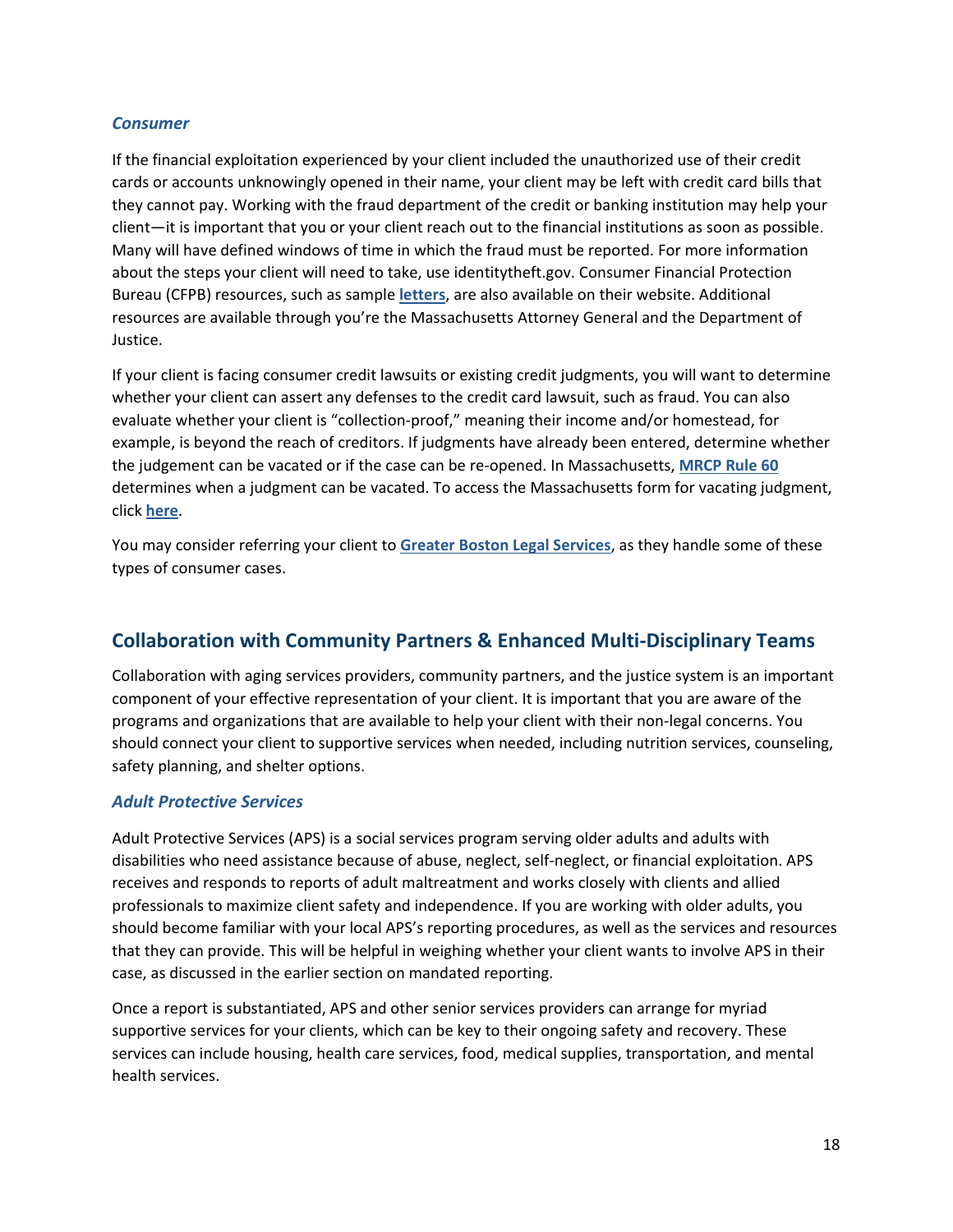### *Consumer*

If the financial exploitation experienced by your client included the unauthorized use of their credit cards or accounts unknowingly opened in their name, your client may be left with credit card bills that they cannot pay. Working with the fraud department of the credit or banking institution may help your client—it is important that you or your client reach out to the financial institutions as soon as possible. Many will have defined windows of time in which the fraud must be reported. For more information about the steps your client will need to take, use identitytheft.gov. Consumer Financial Protection Bureau (CFPB) resources, such as sample **letters**, are also available on their website. Additional resources are available through you're the Massachusetts Attorney General and the Department of Justice.

If your client is facing consumer credit lawsuits or existing credit judgments, you will want to determine whether your client can assert any defenses to the credit card lawsuit, such as fraud. You can also evaluate whether your client is "collection-proof," meaning their income and/or homestead, for example, is beyond the reach of creditors. If judgments have already been entered, determine whether the judgement can be vacated or if the case can be re-opened. In Massachusetts, **MRCP Rule 60** determines when a judgment can be vacated. To access the Massachusetts form for vacating judgment, click **here**.

You may consider referring your client to **Greater Boston Legal Services**, as they handle some of these types of consumer cases.

## Collaboration with Community Partners & Enhanced Multi-Disciplinary Teams

Collaboration with aging services providers, community partners, and the justice system is an important component of your effective representation of your client. It is important that you are aware of the programs and organizations that are available to help your client with their non-legal concerns. You should connect your client to supportive services when needed, including nutrition services, counseling, safety planning, and shelter options.

### *Adult Protective Services*

Adult Protective Services (APS) is a social services program serving older adults and adults with disabilities who need assistance because of abuse, neglect, self-neglect, or financial exploitation. APS receives and responds to reports of adult maltreatment and works closely with clients and allied professionals to maximize client safety and independence. If you are working with older adults, you should become familiar with your local APS's reporting procedures, as well as the services and resources that they can provide. This will be helpful in weighing whether your client wants to involve APS in their case, as discussed in the earlier section on mandated reporting.

Once a report is substantiated, APS and other senior services providers can arrange for myriad supportive services for your clients, which can be key to their ongoing safety and recovery. These services can include housing, health care services, food, medical supplies, transportation, and mental health services.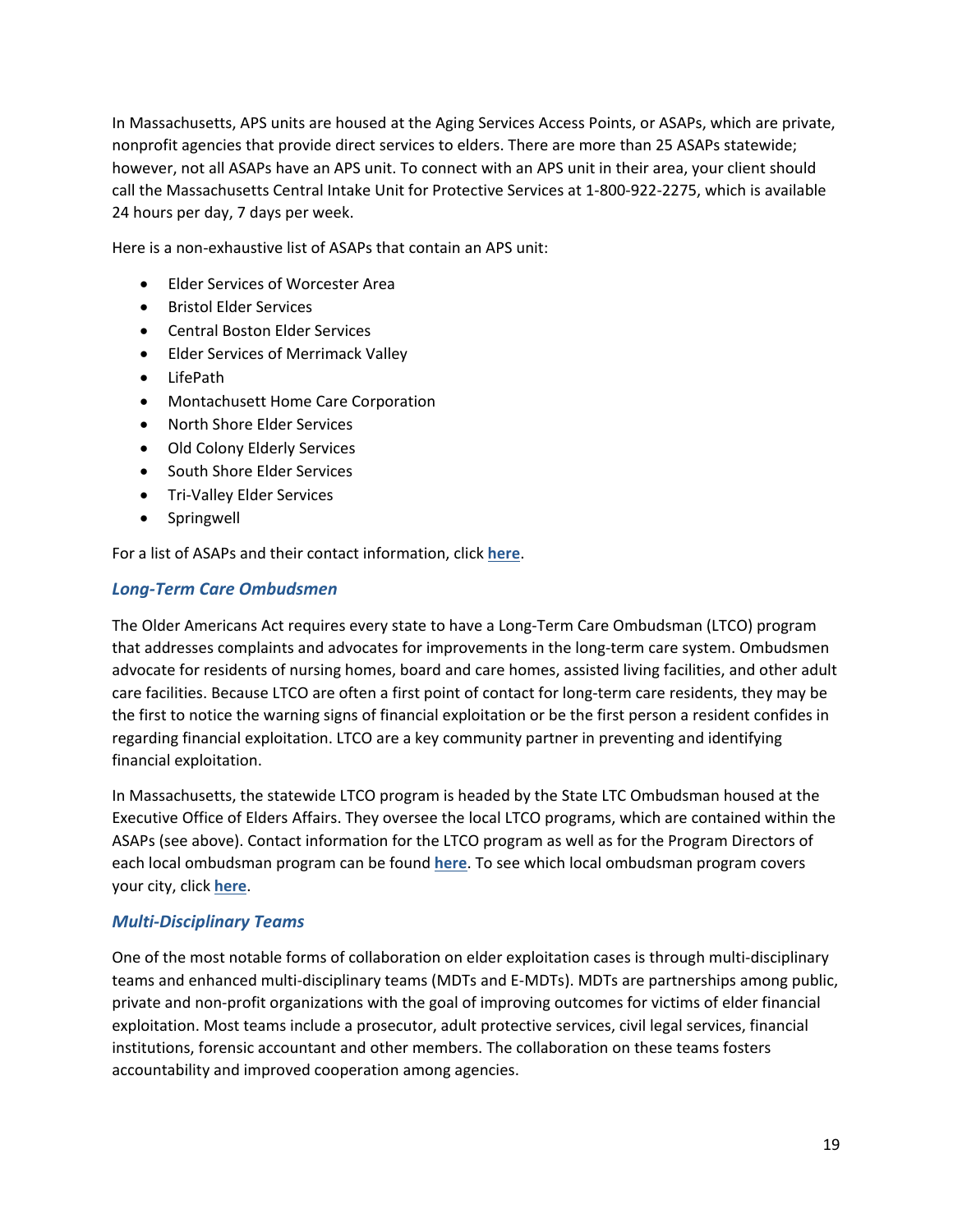In Massachusetts, APS units are housed at the Aging Services Access Points, or ASAPs, which are private, nonprofit agencies that provide direct services to elders. There are more than 25 ASAPs statewide; however, not all ASAPs have an APS unit. To connect with an APS unit in their area, your client should call the Massachusetts Central Intake Unit for Protective Services at 1-800-922-2275, which is available 24 hours per day, 7 days per week.

Here is a non-exhaustive list of ASAPs that contain an APS unit:

- Elder Services of Worcester Area
- Bristol Elder Services
- Central Boston Elder Services
- Elder Services of Merrimack Valley
- LifePath
- Montachusett Home Care Corporation
- North Shore Elder Services
- Old Colony Elderly Services
- South Shore Elder Services
- Tri-Valley Elder Services
- Springwell

For a list of ASAPs and their contact information, click **here**.

### *Long-Term Care Ombudsmen*

The Older Americans Act requires every state to have a Long-Term Care Ombudsman (LTCO) program that addresses complaints and advocates for improvements in the long-term care system. Ombudsmen advocate for residents of nursing homes, board and care homes, assisted living facilities, and other adult care facilities. Because LTCO are often a first point of contact for long-term care residents, they may be the first to notice the warning signs of financial exploitation or be the first person a resident confides in regarding financial exploitation. LTCO are a key community partner in preventing and identifying financial exploitation.

In Massachusetts, the statewide LTCO program is headed by the State LTC Ombudsman housed at the Executive Office of Elders Affairs. They oversee the local LTCO programs, which are contained within the ASAPs (see above). Contact information for the LTCO program as well as for the Program Directors of each local ombudsman program can be found **here**. To see which local ombudsman program covers your city, click **here**.

### *Multi-Disciplinary Teams*

One of the most notable forms of collaboration on elder exploitation cases is through multi-disciplinary teams and enhanced multi-disciplinary teams (MDTs and E-MDTs). MDTs are partnerships among public, private and non-profit organizations with the goal of improving outcomes for victims of elder financial exploitation. Most teams include a prosecutor, adult protective services, civil legal services, financial institutions, forensic accountant and other members. The collaboration on these teams fosters accountability and improved cooperation among agencies.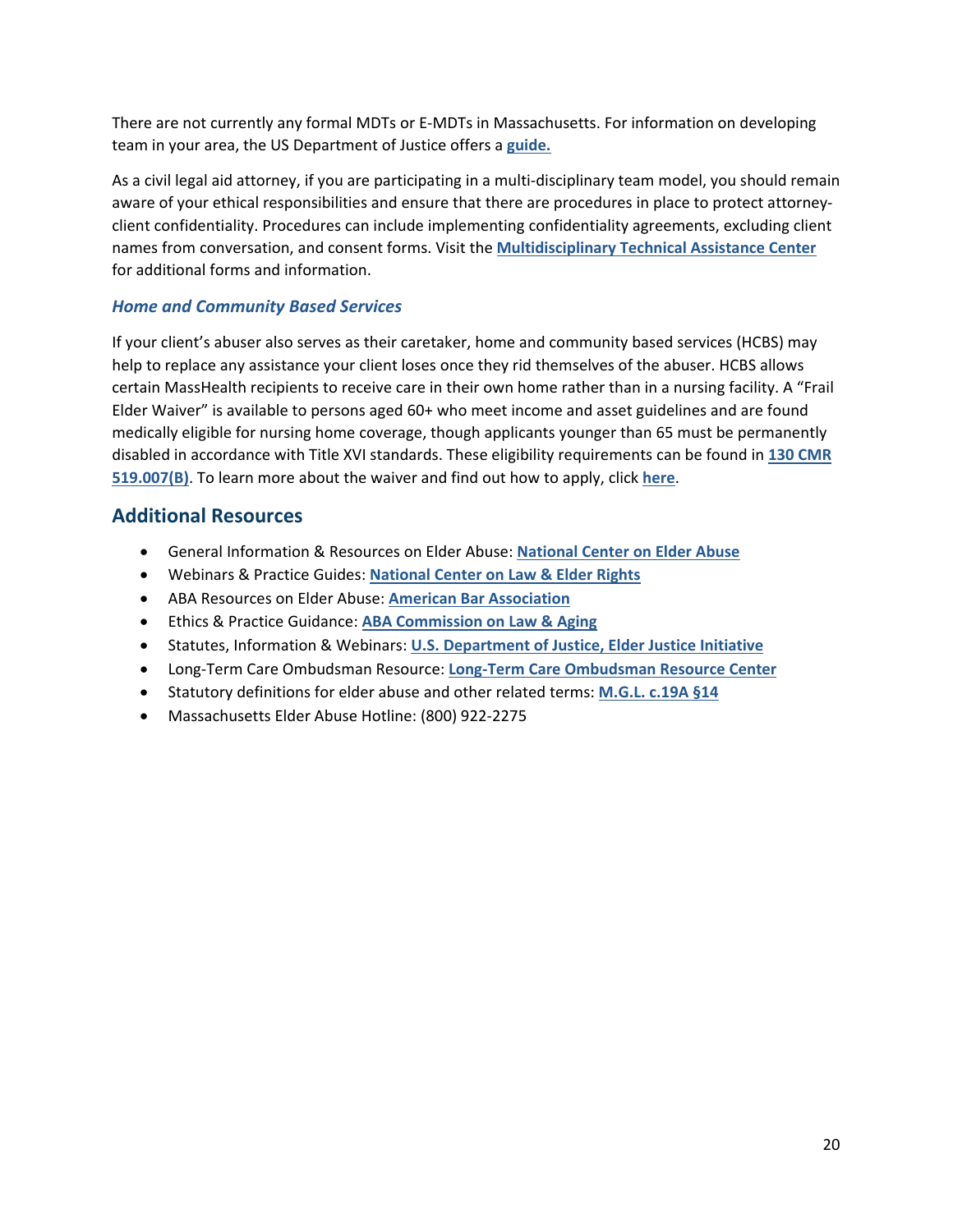There are not currently any formal MDTs or E-MDTs in Massachusetts. For information on developing team in your area, the US Department of Justice offers a **guide.**

As a civil legal aid attorney, if you are participating in a multi-disciplinary team model, you should remain aware of your ethical responsibilities and ensure that there are procedures in place to protect attorney-client confidentiality. Procedures can include implementing confidentiality agreements, excluding client names from conversation, and consent forms. Visit the **Multidisciplinary Technical Assistance Center** for additional forms and information.

### *Home and Community Based Services*

If your client's abuser also serves as their caretaker, home and community based services (HCBS) may help to replace any assistance your client loses once they rid themselves of the abuser. HCBS allows certain MassHealth recipients to receive care in their own home rather than in a nursing facility. A "Frail Elder Waiver" is available to persons aged 60+ who meet income and asset guidelines and are found medically eligible for nursing home coverage, though applicants younger than 65 must be permanently disabled in accordance with Title XVI standards. These eligibility requirements can be found in **130 CMR 519.007(B)**. To learn more about the waiver and find out how to apply, click **here**.

## Additional Resources

- General Information & Resources on Elder Abuse: **National Center on Elder Abuse**
- Webinars & Practice Guides: **National Center on Law & Elder Rights**
- ABA Resources on Elder Abuse: **American Bar Association**
- Ethics & Practice Guidance: **ABA Commission on Law & Aging**
- Statutes, Information & Webinars: **U.S. Department of Justice, Elder Justice Initiative**
- Long-Term Care Ombudsman Resource: **Long-Term Care Ombudsman Resource Center**
- Statutory definitions for elder abuse and other related terms: **M.G.L. c.19A §14**
- Massachusetts Elder Abuse Hotline: (800) 922-2275